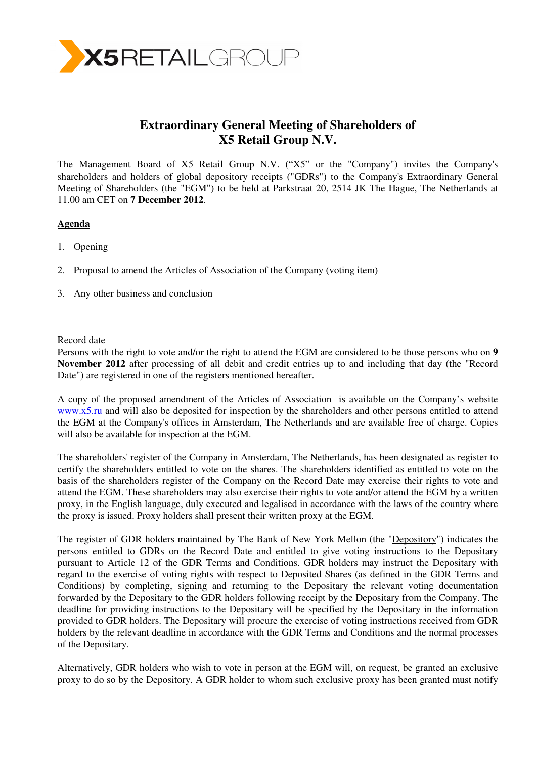# Extraordinary General Meeting of Shareholders of X5 Retail Group N.V.

The Management Board of X5 Retail Group N.V. ("X5" or the "Company") invites the Company's shareholders and holders of global depository receipts ("GDRs") to the Company's Extraordinary General Meeting of Shareholders (the "EGM") to be held at Parkstraat 20, 2514 JK The Hague, The Netherlands at 11.00 am CET on **7 December 2012**.

## Agenda

1. Opening
2. Proposal to amend the Articles of Association of the Company (voting item)
3. Any other business and conclusion

Record date

Persons with the right to vote and/or the right to attend the EGM are considered to be those persons who on **9 November 2012** after processing of all debit and credit entries up to and including that day (the "Record Date") are registered in one of the registers mentioned hereafter.

A copy of the proposed amendment of the Articles of Association is available on the Company's website www.x5.ru and will also be deposited for inspection by the shareholders and other persons entitled to attend the EGM at the Company's offices in Amsterdam, The Netherlands and are available free of charge. Copies will also be available for inspection at the EGM.

The shareholders' register of the Company in Amsterdam, The Netherlands, has been designated as register to certify the shareholders entitled to vote on the shares. The shareholders identified as entitled to vote on the basis of the shareholders register of the Company on the Record Date may exercise their rights to vote and attend the EGM. These shareholders may also exercise their rights to vote and/or attend the EGM by a written proxy, in the English language, duly executed and legalised in accordance with the laws of the country where the proxy is issued. Proxy holders shall present their written proxy at the EGM.

The register of GDR holders maintained by The Bank of New York Mellon (the "Depository") indicates the persons entitled to GDRs on the Record Date and entitled to give voting instructions to the Depositary pursuant to Article 12 of the GDR Terms and Conditions. GDR holders may instruct the Depositary with regard to the exercise of voting rights with respect to Deposited Shares (as defined in the GDR Terms and Conditions) by completing, signing and returning to the Depositary the relevant voting documentation forwarded by the Depositary to the GDR holders following receipt by the Depositary from the Company. The deadline for providing instructions to the Depositary will be specified by the Depositary in the information provided to GDR holders. The Depositary will procure the exercise of voting instructions received from GDR holders by the relevant deadline in accordance with the GDR Terms and Conditions and the normal processes of the Depositary.

Alternatively, GDR holders who wish to vote in person at the EGM will, on request, be granted an exclusive proxy to do so by the Depository. A GDR holder to whom such exclusive proxy has been granted must notify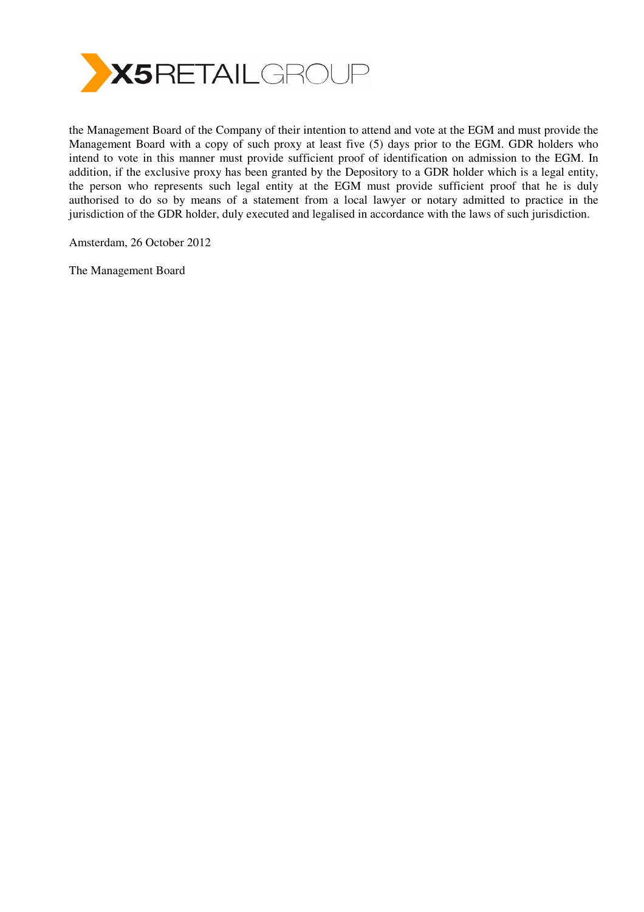the Management Board of the Company of their intention to attend and vote at the EGM and must provide the Management Board with a copy of such proxy at least five (5) days prior to the EGM. GDR holders who intend to vote in this manner must provide sufficient proof of identification on admission to the EGM. In addition, if the exclusive proxy has been granted by the Depository to a GDR holder which is a legal entity, the person who represents such legal entity at the EGM must provide sufficient proof that he is duly authorised to do so by means of a statement from a local lawyer or notary admitted to practice in the jurisdiction of the GDR holder, duly executed and legalised in accordance with the laws of such jurisdiction.

Amsterdam, 26 October 2012

The Management Board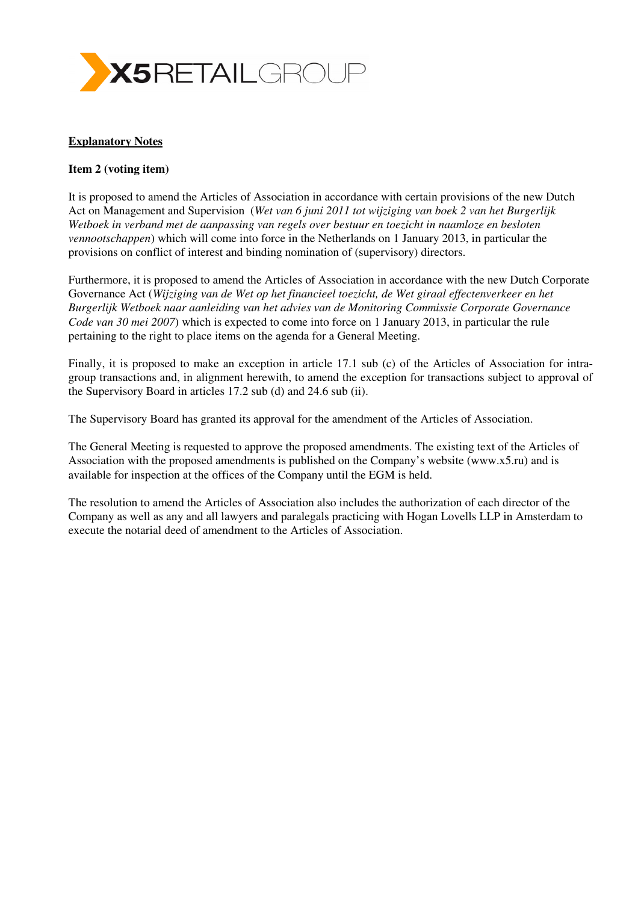**<u>Explanatory Notes</u>**

**Item 2 (voting item)**

It is proposed to amend the Articles of Association in accordance with certain provisions of the new Dutch Act on Management and Supervision (*Wet van 6 juni 2011 tot wijziging van boek 2 van het Burgerlijk Wetboek in verband met de aanpassing van regels over bestuur en toezicht in naamloze en besloten vennootschappen*) which will come into force in the Netherlands on 1 January 2013, in particular the provisions on conflict of interest and binding nomination of (supervisory) directors.

Furthermore, it is proposed to amend the Articles of Association in accordance with the new Dutch Corporate Governance Act (*Wijziging van de Wet op het financieel toezicht, de Wet giraal effectenverkeer en het Burgerlijk Wetboek naar aanleiding van het advies van de Monitoring Commissie Corporate Governance Code van 30 mei 2007*) which is expected to come into force on 1 January 2013, in particular the rule pertaining to the right to place items on the agenda for a General Meeting.

Finally, it is proposed to make an exception in article 17.1 sub (c) of the Articles of Association for intra-group transactions and, in alignment herewith, to amend the exception for transactions subject to approval of the Supervisory Board in articles 17.2 sub (d) and 24.6 sub (ii).

The Supervisory Board has granted its approval for the amendment of the Articles of Association.

The General Meeting is requested to approve the proposed amendments. The existing text of the Articles of Association with the proposed amendments is published on the Company's website (www.x5.ru) and is available for inspection at the offices of the Company until the EGM is held.

The resolution to amend the Articles of Association also includes the authorization of each director of the Company as well as any and all lawyers and paralegals practicing with Hogan Lovells LLP in Amsterdam to execute the notarial deed of amendment to the Articles of Association.